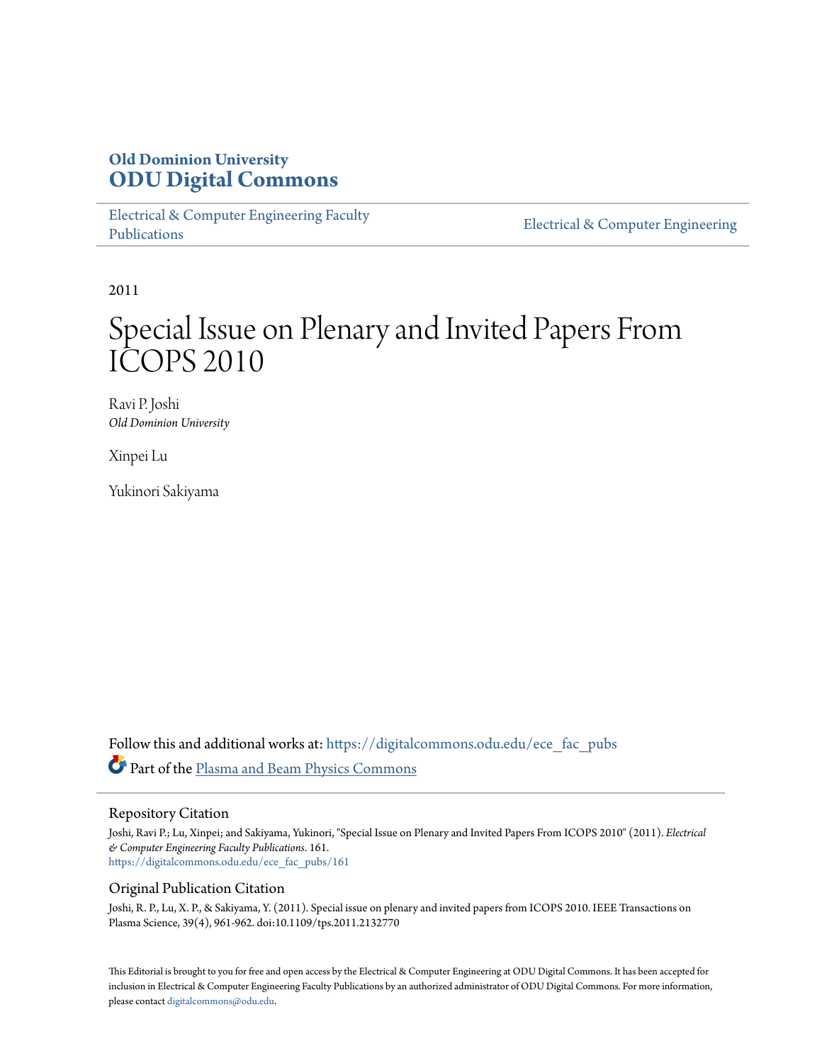Old Dominion University
**ODU Digital Commons**

Electrical & Computer Engineering Faculty Publications | Electrical & Computer Engineering

2011

# Special Issue on Plenary and Invited Papers From ICOPS 2010

Ravi P. Joshi
*Old Dominion University*

Xinpei Lu

Yukinori Sakiyama

Follow this and additional works at: https://digitalcommons.odu.edu/ece_fac_pubs

Part of the Plasma and Beam Physics Commons

## Repository Citation

Joshi, Ravi P.; Lu, Xinpei; and Sakiyama, Yukinori, "Special Issue on Plenary and Invited Papers From ICOPS 2010" (2011). *Electrical & Computer Engineering Faculty Publications*. 161.
https://digitalcommons.odu.edu/ece_fac_pubs/161

## Original Publication Citation

Joshi, R. P., Lu, X. P., & Sakiyama, Y. (2011). Special issue on plenary and invited papers from ICOPS 2010. IEEE Transactions on Plasma Science, 39(4), 961-962. doi:10.1109/tps.2011.2132770

This Editorial is brought to you for free and open access by the Electrical & Computer Engineering at ODU Digital Commons. It has been accepted for inclusion in Electrical & Computer Engineering Faculty Publications by an authorized administrator of ODU Digital Commons. For more information, please contact digitalcommons@odu.edu.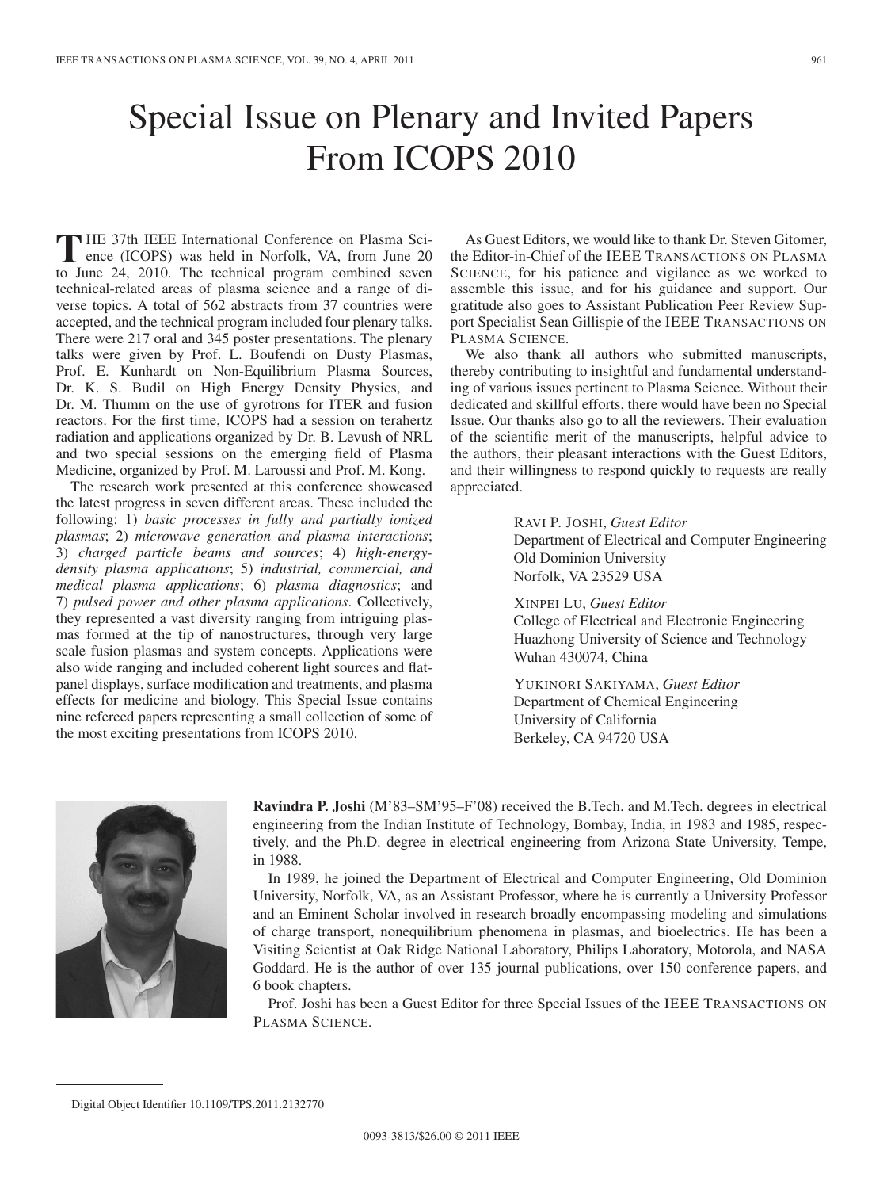# Special Issue on Plenary and Invited Papers From ICOPS 2010

THE 37th IEEE International Conference on Plasma Science (ICOPS) was held in Norfolk, VA, from June 20 to June 24, 2010. The technical program combined seven technical-related areas of plasma science and a range of diverse topics. A total of 562 abstracts from 37 countries were accepted, and the technical program included four plenary talks. There were 217 oral and 345 poster presentations. The plenary talks were given by Prof. L. Boufendi on Dusty Plasmas, Prof. E. Kunhardt on Non-Equilibrium Plasma Sources, Dr. K. S. Budil on High Energy Density Physics, and Dr. M. Thumm on the use of gyrotrons for ITER and fusion reactors. For the first time, ICOPS had a session on terahertz radiation and applications organized by Dr. B. Levush of NRL and two special sessions on the emerging field of Plasma Medicine, organized by Prof. M. Laroussi and Prof. M. Kong.

The research work presented at this conference showcased the latest progress in seven different areas. These included the following: 1) *basic processes in fully and partially ionized plasmas*; 2) *microwave generation and plasma interactions*; 3) *charged particle beams and sources*; 4) *high-energy-density plasma applications*; 5) *industrial, commercial, and medical plasma applications*; 6) *plasma diagnostics*; and 7) *pulsed power and other plasma applications*. Collectively, they represented a vast diversity ranging from intriguing plasmas formed at the tip of nanostructures, through very large scale fusion plasmas and system concepts. Applications were also wide ranging and included coherent light sources and flat-panel displays, surface modification and treatments, and plasma effects for medicine and biology. This Special Issue contains nine refereed papers representing a small collection of some of the most exciting presentations from ICOPS 2010.

As Guest Editors, we would like to thank Dr. Steven Gitomer, the Editor-in-Chief of the IEEE TRANSACTIONS ON PLASMA SCIENCE, for his patience and vigilance as we worked to assemble this issue, and for his guidance and support. Our gratitude also goes to Assistant Publication Peer Review Support Specialist Sean Gillispie of the IEEE TRANSACTIONS ON PLASMA SCIENCE.

We also thank all authors who submitted manuscripts, thereby contributing to insightful and fundamental understanding of various issues pertinent to Plasma Science. Without their dedicated and skillful efforts, there would have been no Special Issue. Our thanks also go to all the reviewers. Their evaluation of the scientific merit of the manuscripts, helpful advice to the authors, their pleasant interactions with the Guest Editors, and their willingness to respond quickly to requests are really appreciated.

RAVI P. JOSHI, *Guest Editor*
Department of Electrical and Computer Engineering
Old Dominion University
Norfolk, VA 23529 USA

XINPEI LU, *Guest Editor*
College of Electrical and Electronic Engineering
Huazhong University of Science and Technology
Wuhan 430074, China

YUKINORI SAKIYAMA, *Guest Editor*
Department of Chemical Engineering
University of California
Berkeley, CA 94720 USA

**Ravindra P. Joshi** (M'83–SM'95–F'08) received the B.Tech. and M.Tech. degrees in electrical engineering from the Indian Institute of Technology, Bombay, India, in 1983 and 1985, respectively, and the Ph.D. degree in electrical engineering from Arizona State University, Tempe, in 1988.

In 1989, he joined the Department of Electrical and Computer Engineering, Old Dominion University, Norfolk, VA, as an Assistant Professor, where he is currently a University Professor and an Eminent Scholar involved in research broadly encompassing modeling and simulations of charge transport, nonequilibrium phenomena in plasmas, and bioelectrics. He has been a Visiting Scientist at Oak Ridge National Laboratory, Philips Laboratory, Motorola, and NASA Goddard. He is the author of over 135 journal publications, over 150 conference papers, and 6 book chapters.

Prof. Joshi has been a Guest Editor for three Special Issues of the IEEE TRANSACTIONS ON PLASMA SCIENCE.

Digital Object Identifier 10.1109/TPS.2011.2132770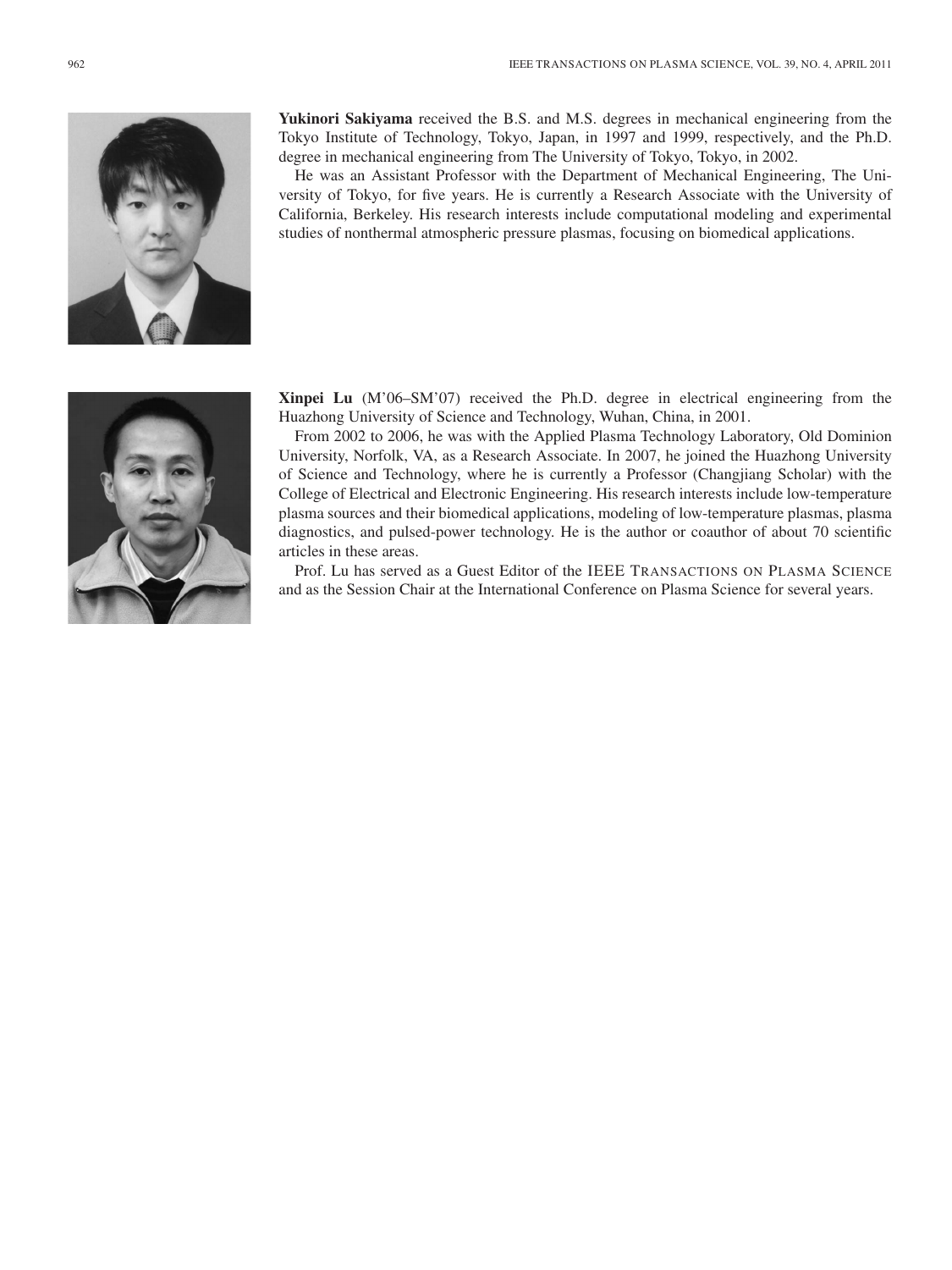**Yukinori Sakiyama** received the B.S. and M.S. degrees in mechanical engineering from the Tokyo Institute of Technology, Tokyo, Japan, in 1997 and 1999, respectively, and the Ph.D. degree in mechanical engineering from The University of Tokyo, Tokyo, in 2002.

He was an Assistant Professor with the Department of Mechanical Engineering, The University of Tokyo, for five years. He is currently a Research Associate with the University of California, Berkeley. His research interests include computational modeling and experimental studies of nonthermal atmospheric pressure plasmas, focusing on biomedical applications.

**Xinpei Lu** (M'06–SM'07) received the Ph.D. degree in electrical engineering from the Huazhong University of Science and Technology, Wuhan, China, in 2001.

From 2002 to 2006, he was with the Applied Plasma Technology Laboratory, Old Dominion University, Norfolk, VA, as a Research Associate. In 2007, he joined the Huazhong University of Science and Technology, where he is currently a Professor (Changjiang Scholar) with the College of Electrical and Electronic Engineering. His research interests include low-temperature plasma sources and their biomedical applications, modeling of low-temperature plasmas, plasma diagnostics, and pulsed-power technology. He is the author or coauthor of about 70 scientific articles in these areas.

Prof. Lu has served as a Guest Editor of the IEEE TRANSACTIONS ON PLASMA SCIENCE and as the Session Chair at the International Conference on Plasma Science for several years.